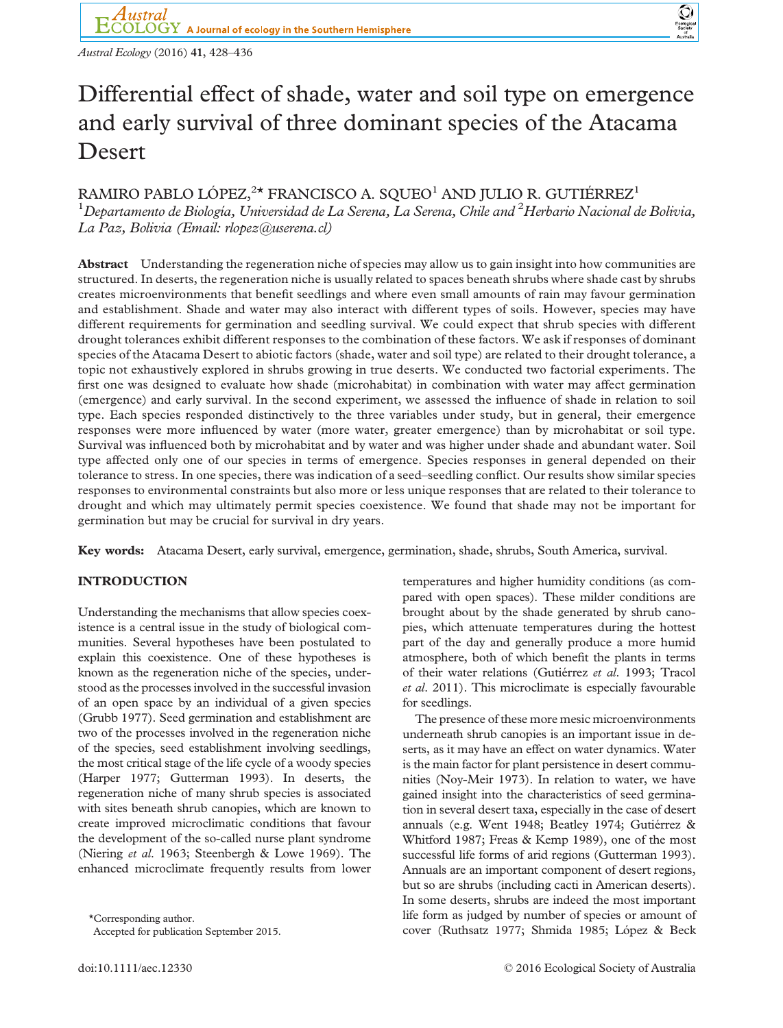# Differential effect of shade, water and soil type on emergence and early survival of three dominant species of the Atacama Desert

RAMIRO PABLO LÓPEZ,[2]* FRANCISCO A. SQUEO[1] AND JULIO R. GUTIÉRREZ[1]

[1]*Departamento de Biología, Universidad de La Serena, La Serena, Chile and* [2]*Herbario Nacional de Bolivia, La Paz, Bolivia (Email: rlopez@userena.cl)*

**Abstract** Understanding the regeneration niche of species may allow us to gain insight into how communities are structured. In deserts, the regeneration niche is usually related to spaces beneath shrubs where shade cast by shrubs creates microenvironments that benefit seedlings and where even small amounts of rain may favour germination and establishment. Shade and water may also interact with different types of soils. However, species may have different requirements for germination and seedling survival. We could expect that shrub species with different drought tolerances exhibit different responses to the combination of these factors. We ask if responses of dominant species of the Atacama Desert to abiotic factors (shade, water and soil type) are related to their drought tolerance, a topic not exhaustively explored in shrubs growing in true deserts. We conducted two factorial experiments. The first one was designed to evaluate how shade (microhabitat) in combination with water may affect germination (emergence) and early survival. In the second experiment, we assessed the influence of shade in relation to soil type. Each species responded distinctively to the three variables under study, but in general, their emergence responses were more influenced by water (more water, greater emergence) than by microhabitat or soil type. Survival was influenced both by microhabitat and by water and was higher under shade and abundant water. Soil type affected only one of our species in terms of emergence. Species responses in general depended on their tolerance to stress. In one species, there was indication of a seed–seedling conflict. Our results show similar species responses to environmental constraints but also more or less unique responses that are related to their tolerance to drought and which may ultimately permit species coexistence. We found that shade may not be important for germination but may be crucial for survival in dry years.

**Key words:** Atacama Desert, early survival, emergence, germination, shade, shrubs, South America, survival.

## INTRODUCTION

Understanding the mechanisms that allow species coexistence is a central issue in the study of biological communities. Several hypotheses have been postulated to explain this coexistence. One of these hypotheses is known as the regeneration niche of the species, understood as the processes involved in the successful invasion of an open space by an individual of a given species (Grubb 1977). Seed germination and establishment are two of the processes involved in the regeneration niche of the species, seed establishment involving seedlings, the most critical stage of the life cycle of a woody species (Harper 1977; Gutterman 1993). In deserts, the regeneration niche of many shrub species is associated with sites beneath shrub canopies, which are known to create improved microclimatic conditions that favour the development of the so-called nurse plant syndrome (Niering *et al.* 1963; Steenbergh & Lowe 1969). The enhanced microclimate frequently results from lower temperatures and higher humidity conditions (as compared with open spaces). These milder conditions are brought about by the shade generated by shrub canopies, which attenuate temperatures during the hottest part of the day and generally produce a more humid atmosphere, both of which benefit the plants in terms of their water relations (Gutiérrez *et al.* 1993; Tracol *et al.* 2011). This microclimate is especially favourable for seedlings.

The presence of these more mesic microenvironments underneath shrub canopies is an important issue in deserts, as it may have an effect on water dynamics. Water is the main factor for plant persistence in desert communities (Noy-Meir 1973). In relation to water, we have gained insight into the characteristics of seed germination in several desert taxa, especially in the case of desert annuals (e.g. Went 1948; Beatley 1974; Gutiérrez & Whitford 1987; Freas & Kemp 1989), one of the most successful life forms of arid regions (Gutterman 1993). Annuals are an important component of desert regions, but so are shrubs (including cacti in American deserts). In some deserts, shrubs are indeed the most important life form as judged by number of species or amount of cover (Ruthsatz 1977; Shmida 1985; López & Beck

*Corresponding author.
Accepted for publication September 2015.

doi:10.1111/aec.12330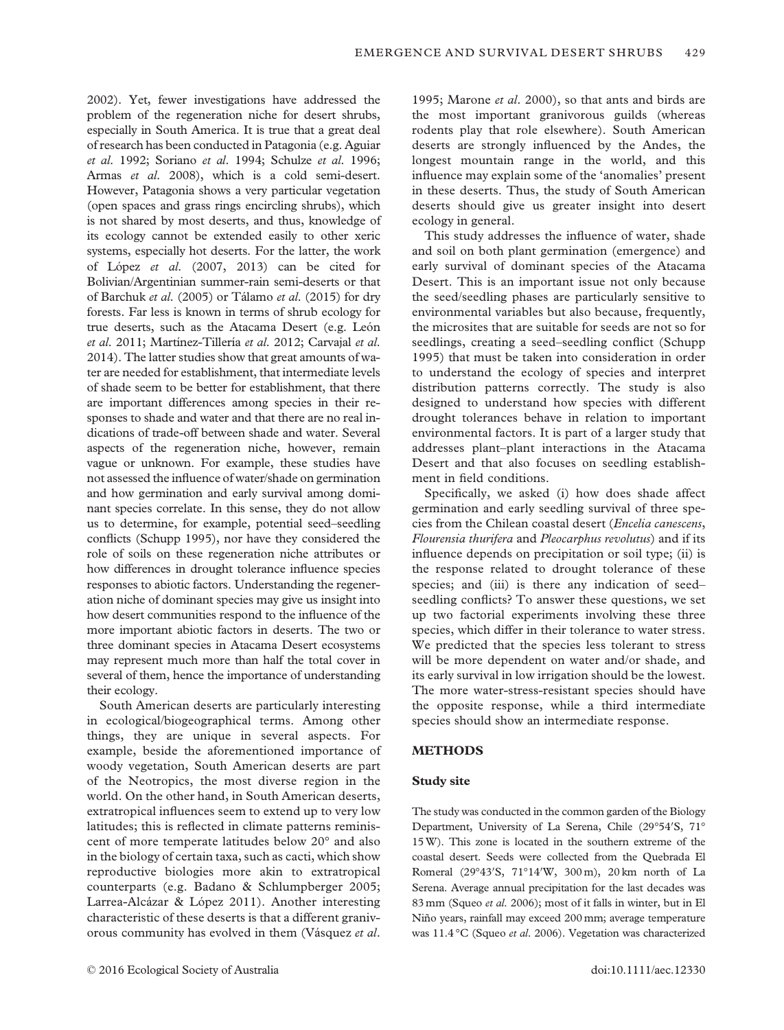2002). Yet, fewer investigations have addressed the problem of the regeneration niche for desert shrubs, especially in South America. It is true that a great deal of research has been conducted in Patagonia (e.g. Aguiar *et al.* 1992; Soriano *et al.* 1994; Schulze *et al.* 1996; Armas *et al.* 2008), which is a cold semi-desert. However, Patagonia shows a very particular vegetation (open spaces and grass rings encircling shrubs), which is not shared by most deserts, and thus, knowledge of its ecology cannot be extended easily to other xeric systems, especially hot deserts. For the latter, the work of López *et al.* (2007, 2013) can be cited for Bolivian/Argentinian summer-rain semi-deserts or that of Barchuk *et al.* (2005) or Tálamo *et al.* (2015) for dry forests. Far less is known in terms of shrub ecology for true deserts, such as the Atacama Desert (e.g. León *et al.* 2011; Martínez-Tillería *et al.* 2012; Carvajal *et al.* 2014). The latter studies show that great amounts of water are needed for establishment, that intermediate levels of shade seem to be better for establishment, that there are important differences among species in their responses to shade and water and that there are no real indications of trade-off between shade and water. Several aspects of the regeneration niche, however, remain vague or unknown. For example, these studies have not assessed the influence of water/shade on germination and how germination and early survival among dominant species correlate. In this sense, they do not allow us to determine, for example, potential seed–seedling conflicts (Schupp 1995), nor have they considered the role of soils on these regeneration niche attributes or how differences in drought tolerance influence species responses to abiotic factors. Understanding the regeneration niche of dominant species may give us insight into how desert communities respond to the influence of the more important abiotic factors in deserts. The two or three dominant species in Atacama Desert ecosystems may represent much more than half the total cover in several of them, hence the importance of understanding their ecology.

South American deserts are particularly interesting in ecological/biogeographical terms. Among other things, they are unique in several aspects. For example, beside the aforementioned importance of woody vegetation, South American deserts are part of the Neotropics, the most diverse region in the world. On the other hand, in South American deserts, extratropical influences seem to extend up to very low latitudes; this is reflected in climate patterns reminiscent of more temperate latitudes below 20° and also in the biology of certain taxa, such as cacti, which show reproductive biologies more akin to extratropical counterparts (e.g. Badano & Schlumpberger 2005; Larrea-Alcázar & López 2011). Another interesting characteristic of these deserts is that a different granivorous community has evolved in them (Vásquez *et al.* 1995; Marone *et al.* 2000), so that ants and birds are the most important granivorous guilds (whereas rodents play that role elsewhere). South American deserts are strongly influenced by the Andes, the longest mountain range in the world, and this influence may explain some of the 'anomalies' present in these deserts. Thus, the study of South American deserts should give us greater insight into desert ecology in general.

This study addresses the influence of water, shade and soil on both plant germination (emergence) and early survival of dominant species of the Atacama Desert. This is an important issue not only because the seed/seedling phases are particularly sensitive to environmental variables but also because, frequently, the microsites that are suitable for seeds are not so for seedlings, creating a seed–seedling conflict (Schupp 1995) that must be taken into consideration in order to understand the ecology of species and interpret distribution patterns correctly. The study is also designed to understand how species with different drought tolerances behave in relation to important environmental factors. It is part of a larger study that addresses plant–plant interactions in the Atacama Desert and that also focuses on seedling establishment in field conditions.

Specifically, we asked (i) how does shade affect germination and early seedling survival of three species from the Chilean coastal desert (*Encelia canescens*, *Flourensia thurifera* and *Pleocarphus revolutus*) and if its influence depends on precipitation or soil type; (ii) is the response related to drought tolerance of these species; and (iii) is there any indication of seed–seedling conflicts? To answer these questions, we set up two factorial experiments involving these three species, which differ in their tolerance to water stress. We predicted that the species less tolerant to stress will be more dependent on water and/or shade, and its early survival in low irrigation should be the lowest. The more water-stress-resistant species should have the opposite response, while a third intermediate species should show an intermediate response.

## METHODS

### Study site

The study was conducted in the common garden of the Biology Department, University of La Serena, Chile (29°54′S, 71°15′W). This zone is located in the southern extreme of the coastal desert. Seeds were collected from the Quebrada El Romeral (29°43′S, 71°14′W, 300 m), 20 km north of La Serena. Average annual precipitation for the last decades was 83 mm (Squeo *et al.* 2006); most of it falls in winter, but in El Niño years, rainfall may exceed 200 mm; average temperature was 11.4 °C (Squeo *et al.* 2006). Vegetation was characterized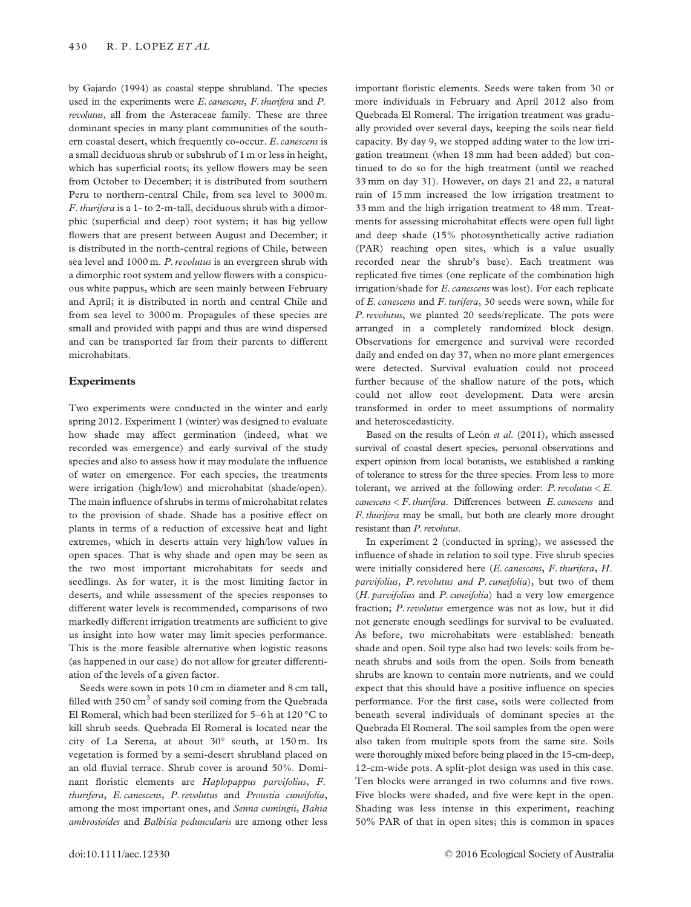by Gajardo (1994) as coastal steppe shrubland. The species used in the experiments were *E. canescens*, *F. thurifera* and *P. revolutus*, all from the Asteraceae family. These are three dominant species in many plant communities of the southern coastal desert, which frequently co-occur. *E. canescens* is a small deciduous shrub or subshrub of 1 m or less in height, which has superficial roots; its yellow flowers may be seen from October to December; it is distributed from southern Peru to northern-central Chile, from sea level to 3000 m. *F. thurifera* is a 1- to 2-m-tall, deciduous shrub with a dimorphic (superficial and deep) root system; it has big yellow flowers that are present between August and December; it is distributed in the north-central regions of Chile, between sea level and 1000 m. *P. revolutus* is an evergreen shrub with a dimorphic root system and yellow flowers with a conspicuous white pappus, which are seen mainly between February and April; it is distributed in north and central Chile and from sea level to 3000 m. Propagules of these species are small and provided with pappi and thus are wind dispersed and can be transported far from their parents to different microhabitats.

## Experiments

Two experiments were conducted in the winter and early spring 2012. Experiment 1 (winter) was designed to evaluate how shade may affect germination (indeed, what we recorded was emergence) and early survival of the study species and also to assess how it may modulate the influence of water on emergence. For each species, the treatments were irrigation (high/low) and microhabitat (shade/open). The main influence of shrubs in terms of microhabitat relates to the provision of shade. Shade has a positive effect on plants in terms of a reduction of excessive heat and light extremes, which in deserts attain very high/low values in open spaces. That is why shade and open may be seen as the two most important microhabitats for seeds and seedlings. As for water, it is the most limiting factor in deserts, and while assessment of the species responses to different water levels is recommended, comparisons of two markedly different irrigation treatments are sufficient to give us insight into how water may limit species performance. This is the more feasible alternative when logistic reasons (as happened in our case) do not allow for greater differentiation of the levels of a given factor.

Seeds were sown in pots 10 cm in diameter and 8 cm tall, filled with 250 $cm^3$ of sandy soil coming from the Quebrada El Romeral, which had been sterilized for 5–6 h at 120 °C to kill shrub seeds. Quebrada El Romeral is located near the city of La Serena, at about 30° south, at 150 m. Its vegetation is formed by a semi-desert shrubland placed on an old fluvial terrace. Shrub cover is around 50%. Dominant floristic elements are *Haplopappus parvifolius*, *F. thurifera*, *E. canescens*, *P. revolutus* and *Proustia cuneifolia*, among the most important ones, and *Senna cumingii*, *Bahia ambrosioides* and *Balbisia peduncularis* are among other less important floristic elements. Seeds were taken from 30 or more individuals in February and April 2012 also from Quebrada El Romeral. The irrigation treatment was gradually provided over several days, keeping the soils near field capacity. By day 9, we stopped adding water to the low irrigation treatment (when 18 mm had been added) but continued to do so for the high treatment (until we reached 33 mm on day 31). However, on days 21 and 22, a natural rain of 15 mm increased the low irrigation treatment to 33 mm and the high irrigation treatment to 48 mm. Treatments for assessing microhabitat effects were open full light and deep shade (15% photosynthetically active radiation (PAR) reaching open sites, which is a value usually recorded near the shrub's base). Each treatment was replicated five times (one replicate of the combination high irrigation/shade for *E. canescens* was lost). For each replicate of *E. canescens* and *F. turifera*, 30 seeds were sown, while for *P. revolutus*, we planted 20 seeds/replicate. The pots were arranged in a completely randomized block design. Observations for emergence and survival were recorded daily and ended on day 37, when no more plant emergences were detected. Survival evaluation could not proceed further because of the shallow nature of the pots, which could not allow root development. Data were arcsin transformed in order to meet assumptions of normality and heteroscedasticity.

Based on the results of León *et al.* (2011), which assessed survival of coastal desert species, personal observations and expert opinion from local botanists, we established a ranking of tolerance to stress for the three species. From less to more tolerant, we arrived at the following order: *P. revolutus* < *E. canescens* < *F. thurifera*. Differences between *E. canescens* and *F. thurifera* may be small, but both are clearly more drought resistant than *P. revolutus*.

In experiment 2 (conducted in spring), we assessed the influence of shade in relation to soil type. Five shrub species were initially considered here (*E. canescens*, *F. thurifera*, *H. parvifolius*, *P. revolutus and P. cuneifolia*), but two of them (*H. parvifolius* and *P. cuneifolia*) had a very low emergence fraction; *P. revolutus* emergence was not as low, but it did not generate enough seedlings for survival to be evaluated. As before, two microhabitats were established: beneath shade and open. Soil type also had two levels: soils from beneath shrubs and soils from the open. Soils from beneath shrubs are known to contain more nutrients, and we could expect that this should have a positive influence on species performance. For the first case, soils were collected from beneath several individuals of dominant species at the Quebrada El Romeral. The soil samples from the open were also taken from multiple spots from the same site. Soils were thoroughly mixed before being placed in the 15-cm-deep, 12-cm-wide pots. A split-plot design was used in this case. Ten blocks were arranged in two columns and five rows. Five blocks were shaded, and five were kept in the open. Shading was less intense in this experiment, reaching 50% PAR of that in open sites; this is common in spaces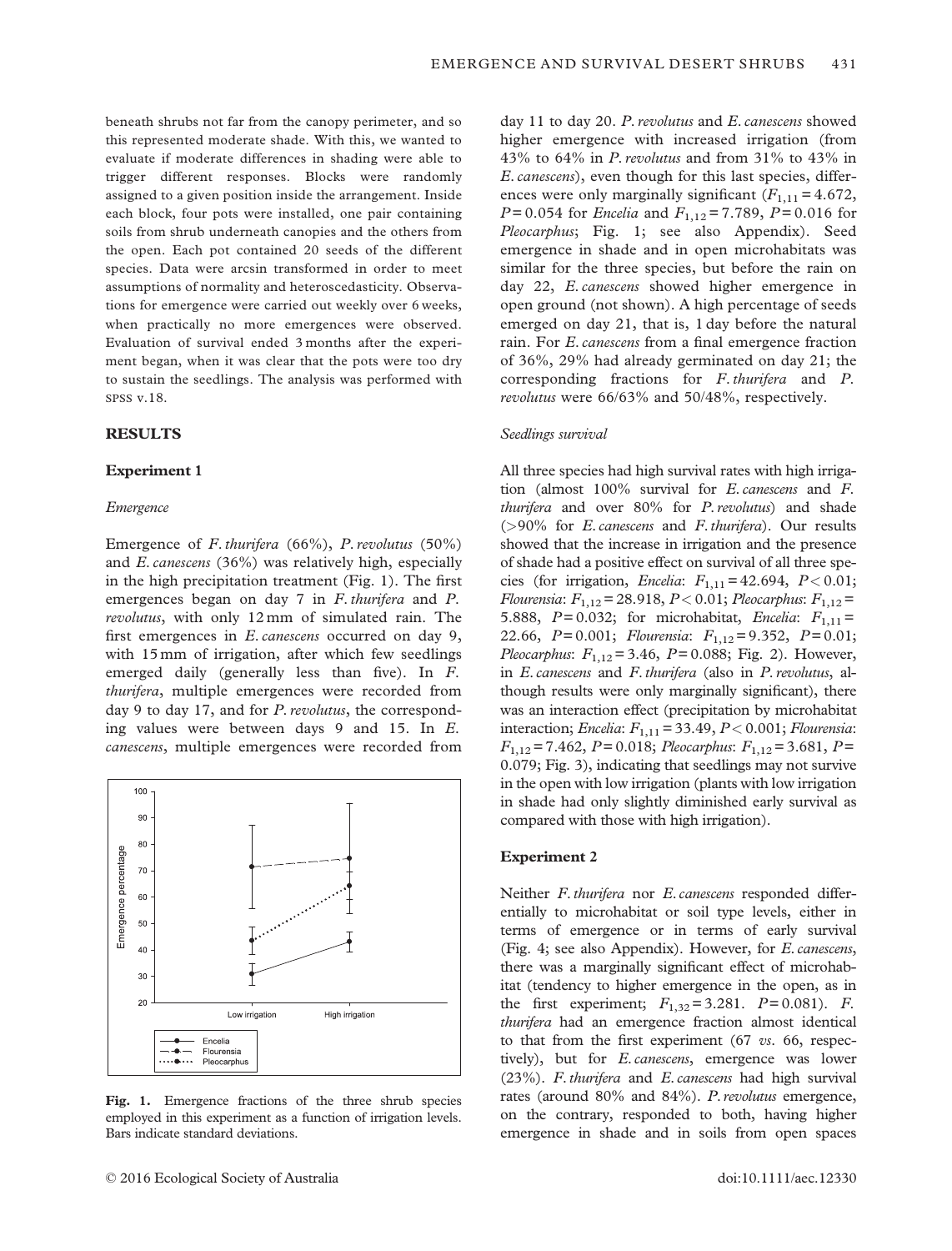beneath shrubs not far from the canopy perimeter, and so this represented moderate shade. With this, we wanted to evaluate if moderate differences in shading were able to trigger different responses. Blocks were randomly assigned to a given position inside the arrangement. Inside each block, four pots were installed, one pair containing soils from shrub underneath canopies and the others from the open. Each pot contained 20 seeds of the different species. Data were arcsin transformed in order to meet assumptions of normality and heteroscedasticity. Observations for emergence were carried out weekly over 6 weeks, when practically no more emergences were observed. Evaluation of survival ended 3 months after the experiment began, when it was clear that the pots were too dry to sustain the seedlings. The analysis was performed with SPSS v.18.

## RESULTS

### Experiment 1

#### *Emergence*

Emergence of *F. thurifera* (66%), *P. revolutus* (50%) and *E. canescens* (36%) was relatively high, especially in the high precipitation treatment (Fig. 1). The first emergences began on day 7 in *F. thurifera* and *P. revolutus*, with only 12 mm of simulated rain. The first emergences in *E. canescens* occurred on day 9, with 15 mm of irrigation, after which few seedlings emerged daily (generally less than five). In *F. thurifera*, multiple emergences were recorded from day 9 to day 17, and for *P. revolutus*, the corresponding values were between days 9 and 15. In *E. canescens*, multiple emergences were recorded from day 11 to day 20. *P. revolutus* and *E. canescens* showed higher emergence with increased irrigation (from 43% to 64% in *P. revolutus* and from 31% to 43% in *E. canescens*), even though for this last species, differences were only marginally significant ($F_{1,11} = 4.672$, $P = 0.054$ for *Encelia* and $F_{1,12} = 7.789$, $P = 0.016$ for *Pleocarphus*; Fig. 1; see also Appendix). Seed emergence in shade and in open microhabitats was similar for the three species, but before the rain on day 22, *E. canescens* showed higher emergence in open ground (not shown). A high percentage of seeds emerged on day 21, that is, 1 day before the natural rain. For *E. canescens* from a final emergence fraction of 36%, 29% had already germinated on day 21; the corresponding fractions for *F. thurifera* and *P. revolutus* were 66/63% and 50/48%, respectively.

**Fig. 1.** Emergence fractions of the three shrub species employed in this experiment as a function of irrigation levels. Bars indicate standard deviations.

#### *Seedlings survival*

All three species had high survival rates with high irrigation (almost 100% survival for *E. canescens* and *F. thurifera* and over 80% for *P. revolutus*) and shade (>90% for *E. canescens* and *F. thurifera*). Our results showed that the increase in irrigation and the presence of shade had a positive effect on survival of all three species (for irrigation, *Encelia*: $F_{1,11} = 42.694$, $P < 0.01$; *Flourensia*: $F_{1,12} = 28.918$, $P < 0.01$; *Pleocarphus*: $F_{1,12} = 5.888$, $P = 0.032$; for microhabitat, *Encelia*: $F_{1,11} = 22.66$, $P = 0.001$; *Flourensia*: $F_{1,12} = 9.352$, $P = 0.01$; *Pleocarphus*: $F_{1,12} = 3.46$, $P = 0.088$; Fig. 2). However, in *E. canescens* and *F. thurifera* (also in *P. revolutus*, although results were only marginally significant), there was an interaction effect (precipitation by microhabitat interaction; *Encelia*: $F_{1,11} = 33.49$, $P < 0.001$; *Flourensia*: $F_{1,12} = 7.462$, $P = 0.018$; *Pleocarphus*: $F_{1,12} = 3.681$, $P = 0.079$; Fig. 3), indicating that seedlings may not survive in the open with low irrigation (plants with low irrigation in shade had only slightly diminished early survival as compared with those with high irrigation).

### Experiment 2

Neither *F. thurifera* nor *E. canescens* responded differentially to microhabitat or soil type levels, either in terms of emergence or in terms of early survival (Fig. 4; see also Appendix). However, for *E. canescens*, there was a marginally significant effect of microhabitat (tendency to higher emergence in the open, as in the first experiment; $F_{1,32} = 3.281$. $P = 0.081$). *F. thurifera* had an emergence fraction almost identical to that from the first experiment (67 *vs.* 66, respectively), but for *E. canescens*, emergence was lower (23%). *F. thurifera* and *E. canescens* had high survival rates (around 80% and 84%). *P. revolutus* emergence, on the contrary, responded to both, having higher emergence in shade and in soils from open spaces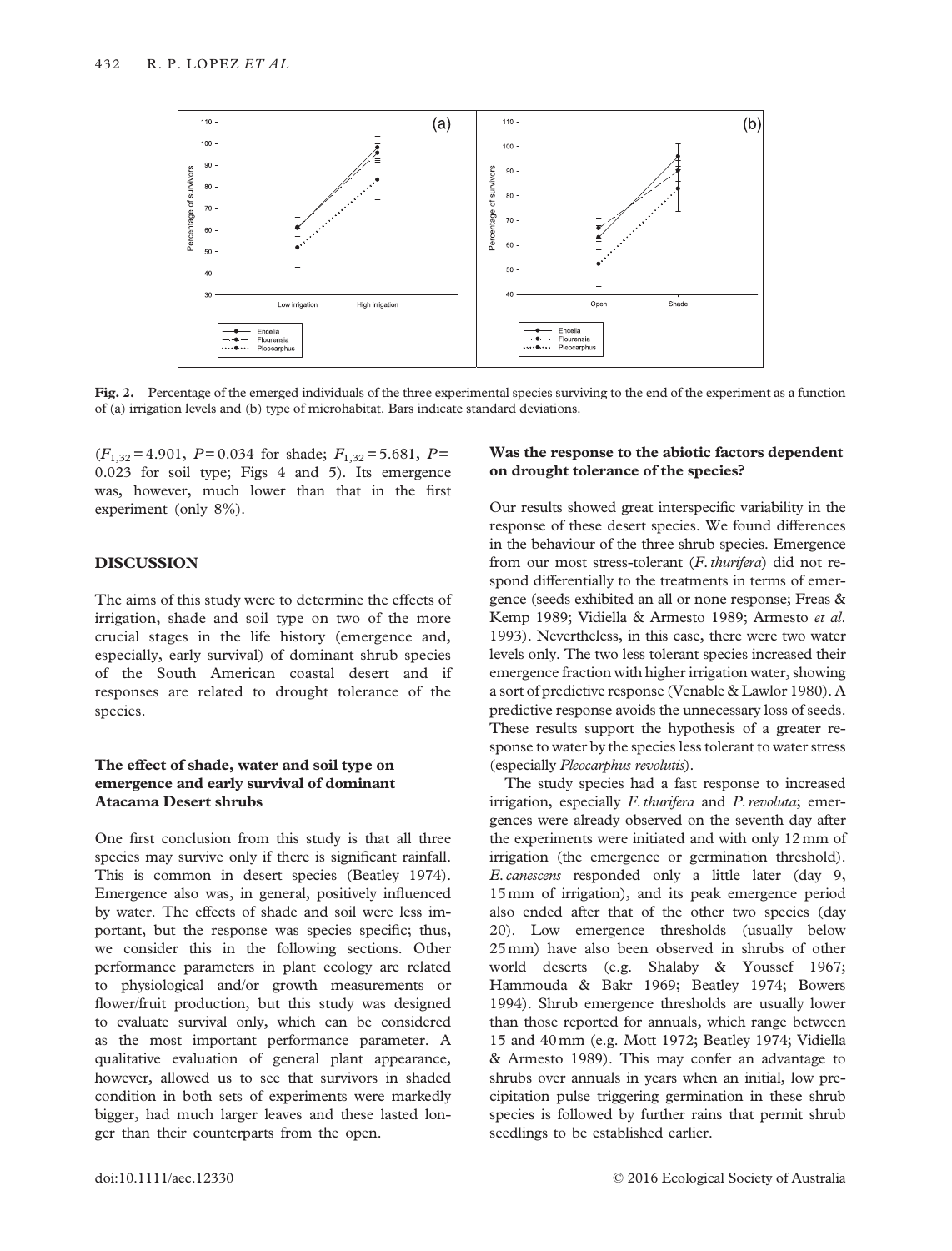**Fig. 2.** Percentage of the emerged individuals of the three experimental species surviving to the end of the experiment as a function of (a) irrigation levels and (b) type of microhabitat. Bars indicate standard deviations.

($F_{1,32} = 4.901$, $P = 0.034$ for shade; $F_{1,32} = 5.681$, $P = 0.023$ for soil type; Figs 4 and 5). Its emergence was, however, much lower than that in the first experiment (only 8%).

## DISCUSSION

The aims of this study were to determine the effects of irrigation, shade and soil type on two of the more crucial stages in the life history (emergence and, especially, early survival) of dominant shrub species of the South American coastal desert and if responses are related to drought tolerance of the species.

### The effect of shade, water and soil type on emergence and early survival of dominant Atacama Desert shrubs

One first conclusion from this study is that all three species may survive only if there is significant rainfall. This is common in desert species (Beatley 1974). Emergence also was, in general, positively influenced by water. The effects of shade and soil were less important, but the response was species specific; thus, we consider this in the following sections. Other performance parameters in plant ecology are related to physiological and/or growth measurements or flower/fruit production, but this study was designed to evaluate survival only, which can be considered as the most important performance parameter. A qualitative evaluation of general plant appearance, however, allowed us to see that survivors in shaded condition in both sets of experiments were markedly bigger, had much larger leaves and these lasted longer than their counterparts from the open.

### Was the response to the abiotic factors dependent on drought tolerance of the species?

Our results showed great interspecific variability in the response of these desert species. We found differences in the behaviour of the three shrub species. Emergence from our most stress-tolerant (*F. thurifera*) did not respond differentially to the treatments in terms of emergence (seeds exhibited an all or none response; Freas & Kemp 1989; Vidiella & Armesto 1989; Armesto *et al.* 1993). Nevertheless, in this case, there were two water levels only. The two less tolerant species increased their emergence fraction with higher irrigation water, showing a sort of predictive response (Venable & Lawlor 1980). A predictive response avoids the unnecessary loss of seeds. These results support the hypothesis of a greater response to water by the species less tolerant to water stress (especially *Pleocarphus revolutis*).

The study species had a fast response to increased irrigation, especially *F. thurifera* and *P. revoluta*; emergences were already observed on the seventh day after the experiments were initiated and with only 12 mm of irrigation (the emergence or germination threshold). *E. canescens* responded only a little later (day 9, 15 mm of irrigation), and its peak emergence period also ended after that of the other two species (day 20). Low emergence thresholds (usually below 25 mm) have also been observed in shrubs of other world deserts (e.g. Shalaby & Youssef 1967; Hammouda & Bakr 1969; Beatley 1974; Bowers 1994). Shrub emergence thresholds are usually lower than those reported for annuals, which range between 15 and 40 mm (e.g. Mott 1972; Beatley 1974; Vidiella & Armesto 1989). This may confer an advantage to shrubs over annuals in years when an initial, low precipitation pulse triggering germination in these shrub species is followed by further rains that permit shrub seedlings to be established earlier.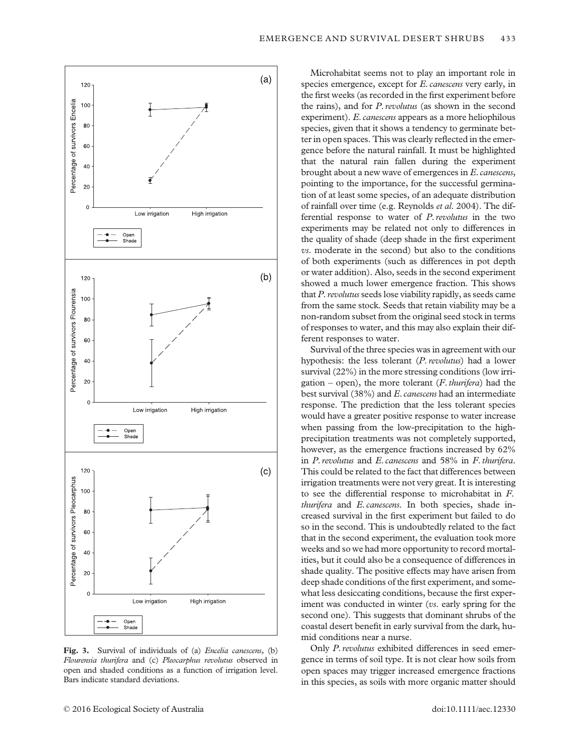Microhabitat seems not to play an important role in species emergence, except for *E. canescens* very early, in the first weeks (as recorded in the first experiment before the rains), and for *P. revolutus* (as shown in the second experiment). *E. canescens* appears as a more heliophilous species, given that it shows a tendency to germinate better in open spaces. This was clearly reflected in the emergence before the natural rainfall. It must be highlighted that the natural rain fallen during the experiment brought about a new wave of emergences in *E. canescens*, pointing to the importance, for the successful germination of at least some species, of an adequate distribution of rainfall over time (e.g. Reynolds *et al.* 2004). The differential response to water of *P. revolutus* in the two experiments may be related not only to differences in the quality of shade (deep shade in the first experiment *vs.* moderate in the second) but also to the conditions of both experiments (such as differences in pot depth or water addition). Also, seeds in the second experiment showed a much lower emergence fraction. This shows that *P. revolutus* seeds lose viability rapidly, as seeds came from the same stock. Seeds that retain viability may be a non-random subset from the original seed stock in terms of responses to water, and this may also explain their different responses to water.

Survival of the three species was in agreement with our hypothesis: the less tolerant (*P. revolutus*) had a lower survival (22%) in the more stressing conditions (low irrigation – open), the more tolerant (*F. thurifera*) had the best survival (38%) and *E. canescens* had an intermediate response. The prediction that the less tolerant species would have a greater positive response to water increase when passing from the low-precipitation to the high-precipitation treatments was not completely supported, however, as the emergence fractions increased by 62% in *P. revolutus* and *E. canescens* and 58% in *F. thurifera*. This could be related to the fact that differences between irrigation treatments were not very great. It is interesting to see the differential response to microhabitat in *F. thurifera* and *E. canescens*. In both species, shade increased survival in the first experiment but failed to do so in the second. This is undoubtedly related to the fact that in the second experiment, the evaluation took more weeks and so we had more opportunity to record mortalities, but it could also be a consequence of differences in shade quality. The positive effects may have arisen from deep shade conditions of the first experiment, and somewhat less desiccating conditions, because the first experiment was conducted in winter (*vs.* early spring for the second one). This suggests that dominant shrubs of the coastal desert benefit in early survival from the dark, humid conditions near a nurse.

Only *P. revolutus* exhibited differences in seed emergence in terms of soil type. It is not clear how soils from open spaces may trigger increased emergence fractions in this species, as soils with more organic matter should

**Fig. 3.** Survival of individuals of (a) *Encelia canescens*, (b) *Flourensia thurifera* and (c) *Pleocarphus revolutus* observed in open and shaded conditions as a function of irrigation level. Bars indicate standard deviations.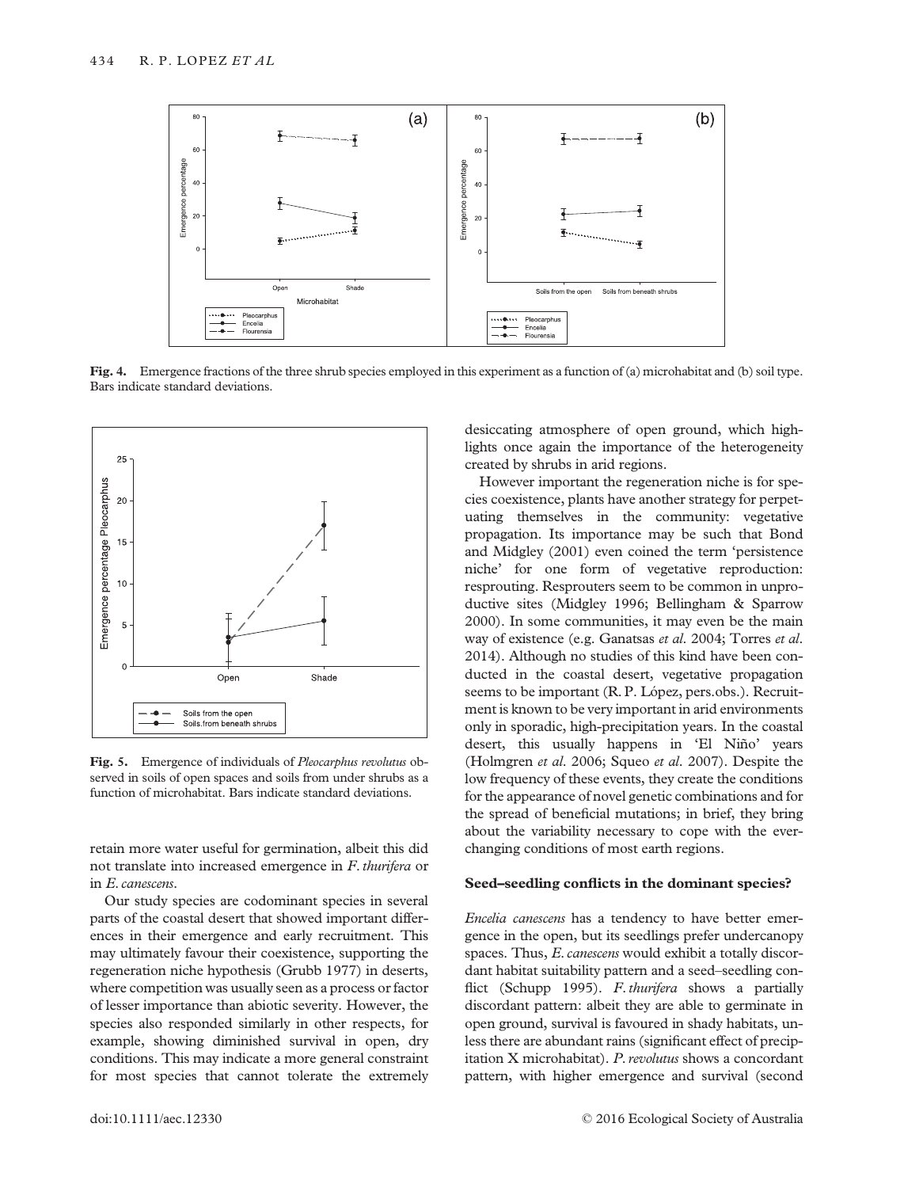Fig. 4. Emergence fractions of the three shrub species employed in this experiment as a function of (a) microhabitat and (b) soil type. Bars indicate standard deviations.

Fig. 5. Emergence of individuals of *Pleocarphus revolutus* observed in soils of open spaces and soils from under shrubs as a function of microhabitat. Bars indicate standard deviations.

retain more water useful for germination, albeit this did not translate into increased emergence in *F. thurifera* or in *E. canescens*.

Our study species are codominant species in several parts of the coastal desert that showed important differences in their emergence and early recruitment. This may ultimately favour their coexistence, supporting the regeneration niche hypothesis (Grubb 1977) in deserts, where competition was usually seen as a process or factor of lesser importance than abiotic severity. However, the species also responded similarly in other respects, for example, showing diminished survival in open, dry conditions. This may indicate a more general constraint for most species that cannot tolerate the extremely desiccating atmosphere of open ground, which highlights once again the importance of the heterogeneity created by shrubs in arid regions.

However important the regeneration niche is for species coexistence, plants have another strategy for perpetuating themselves in the community: vegetative propagation. Its importance may be such that Bond and Midgley (2001) even coined the term 'persistence niche' for one form of vegetative reproduction: resprouting. Resprouters seem to be common in unproductive sites (Midgley 1996; Bellingham & Sparrow 2000). In some communities, it may even be the main way of existence (e.g. Ganatsas *et al.* 2004; Torres *et al.* 2014). Although no studies of this kind have been conducted in the coastal desert, vegetative propagation seems to be important (R. P. López, pers.obs.). Recruitment is known to be very important in arid environments only in sporadic, high-precipitation years. In the coastal desert, this usually happens in 'El Niño' years (Holmgren *et al.* 2006; Squeo *et al.* 2007). Despite the low frequency of these events, they create the conditions for the appearance of novel genetic combinations and for the spread of beneficial mutations; in brief, they bring about the variability necessary to cope with the ever-changing conditions of most earth regions.

### Seed–seedling conflicts in the dominant species?

*Encelia canescens* has a tendency to have better emergence in the open, but its seedlings prefer undercanopy spaces. Thus, *E. canescens* would exhibit a totally discordant habitat suitability pattern and a seed–seedling conflict (Schupp 1995). *F. thurifera* shows a partially discordant pattern: albeit they are able to germinate in open ground, survival is favoured in shady habitats, unless there are abundant rains (significant effect of precipitation X microhabitat). *P. revolutus* shows a concordant pattern, with higher emergence and survival (second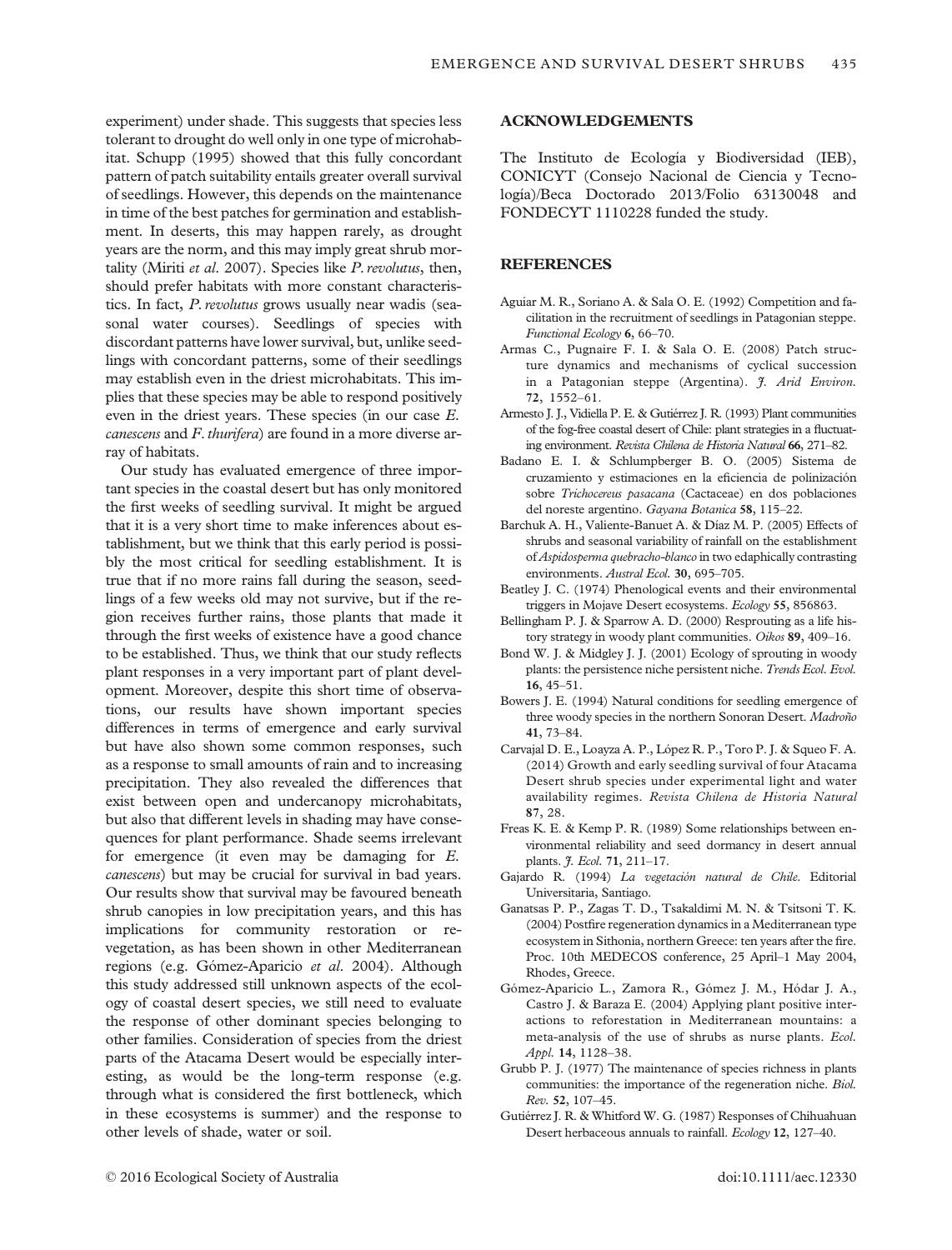experiment) under shade. This suggests that species less tolerant to drought do well only in one type of microhabitat. Schupp (1995) showed that this fully concordant pattern of patch suitability entails greater overall survival of seedlings. However, this depends on the maintenance in time of the best patches for germination and establishment. In deserts, this may happen rarely, as drought years are the norm, and this may imply great shrub mortality (Miriti *et al.* 2007). Species like *P. revolutus*, then, should prefer habitats with more constant characteristics. In fact, *P. revolutus* grows usually near wadis (seasonal water courses). Seedlings of species with discordant patterns have lower survival, but, unlike seedlings with concordant patterns, some of their seedlings may establish even in the driest microhabitats. This implies that these species may be able to respond positively even in the driest years. These species (in our case *E. canescens* and *F. thurifera*) are found in a more diverse array of habitats.

Our study has evaluated emergence of three important species in the coastal desert but has only monitored the first weeks of seedling survival. It might be argued that it is a very short time to make inferences about establishment, but we think that this early period is possibly the most critical for seedling establishment. It is true that if no more rains fall during the season, seedlings of a few weeks old may not survive, but if the region receives further rains, those plants that made it through the first weeks of existence have a good chance to be established. Thus, we think that our study reflects plant responses in a very important part of plant development. Moreover, despite this short time of observations, our results have shown important species differences in terms of emergence and early survival but have also shown some common responses, such as a response to small amounts of rain and to increasing precipitation. They also revealed the differences that exist between open and undercanopy microhabitats, but also that different levels in shading may have consequences for plant performance. Shade seems irrelevant for emergence (it even may be damaging for *E. canescens*) but may be crucial for survival in bad years. Our results show that survival may be favoured beneath shrub canopies in low precipitation years, and this has implications for community restoration or revegetation, as has been shown in other Mediterranean regions (e.g. Gómez-Aparicio *et al.* 2004). Although this study addressed still unknown aspects of the ecology of coastal desert species, we still need to evaluate the response of other dominant species belonging to other families. Consideration of species from the driest parts of the Atacama Desert would be especially interesting, as would be the long-term response (e.g. through what is considered the first bottleneck, which in these ecosystems is summer) and the response to other levels of shade, water or soil.

## ACKNOWLEDGEMENTS

The Instituto de Ecología y Biodiversidad (IEB), CONICYT (Consejo Nacional de Ciencia y Tecnología)/Beca Doctorado 2013/Folio 63130048 and FONDECYT 1110228 funded the study.

## REFERENCES

Aguiar M. R., Soriano A. & Sala O. E. (1992) Competition and facilitation in the recruitment of seedlings in Patagonian steppe. *Functional Ecology* **6**, 66–70.

Armas C., Pugnaire F. I. & Sala O. E. (2008) Patch structure dynamics and mechanisms of cyclical succession in a Patagonian steppe (Argentina). *J. Arid Environ.* **72**, 1552–61.

Armesto J. J., Vidiella P. E. & Gutiérrez J. R. (1993) Plant communities of the fog-free coastal desert of Chile: plant strategies in a fluctuating environment. *Revista Chilena de Historia Natural* **66**, 271–82.

Badano E. I. & Schlumpberger B. O. (2005) Sistema de cruzamiento y estimaciones en la eficiencia de polinización sobre *Trichocereus pasacana* (Cactaceae) en dos poblaciones del noreste argentino. *Gayana Botanica* **58**, 115–22.

Barchuk A. H., Valiente-Banuet A. & Díaz M. P. (2005) Effects of shrubs and seasonal variability of rainfall on the establishment of *Aspidosperma quebracho-blanco* in two edaphically contrasting environments. *Austral Ecol.* **30**, 695–705.

Beatley J. C. (1974) Phenological events and their environmental triggers in Mojave Desert ecosystems. *Ecology* **55**, 856863.

Bellingham P. J. & Sparrow A. D. (2000) Resprouting as a life history strategy in woody plant communities. *Oikos* **89**, 409–16.

Bond W. J. & Midgley J. J. (2001) Ecology of sprouting in woody plants: the persistence niche persistent niche. *Trends Ecol. Evol.* **16**, 45–51.

Bowers J. E. (1994) Natural conditions for seedling emergence of three woody species in the northern Sonoran Desert. *Madroño* **41**, 73–84.

Carvajal D. E., Loayza A. P., López R. P., Toro P. J. & Squeo F. A. (2014) Growth and early seedling survival of four Atacama Desert shrub species under experimental light and water availability regimes. *Revista Chilena de Historia Natural* **87**, 28.

Freas K. E. & Kemp P. R. (1989) Some relationships between environmental reliability and seed dormancy in desert annual plants. *J. Ecol.* **71**, 211–17.

Gajardo R. (1994) *La vegetación natural de Chile.* Editorial Universitaria, Santiago.

Ganatsas P. P., Zagas T. D., Tsakaldimi M. N. & Tsitsoni T. K. (2004) Postfire regeneration dynamics in a Mediterranean type ecosystem in Sithonia, northern Greece: ten years after the fire. Proc. 10th MEDECOS conference, 25 April–1 May 2004, Rhodes, Greece.

Gómez-Aparicio L., Zamora R., Gómez J. M., Hódar J. A., Castro J. & Baraza E. (2004) Applying plant positive interactions to reforestation in Mediterranean mountains: a meta-analysis of the use of shrubs as nurse plants. *Ecol. Appl.* **14**, 1128–38.

Grubb P. J. (1977) The maintenance of species richness in plants communities: the importance of the regeneration niche. *Biol. Rev.* **52**, 107–45.

Gutiérrez J. R. & Whitford W. G. (1987) Responses of Chihuahuan Desert herbaceous annuals to rainfall. *Ecology* **12**, 127–40.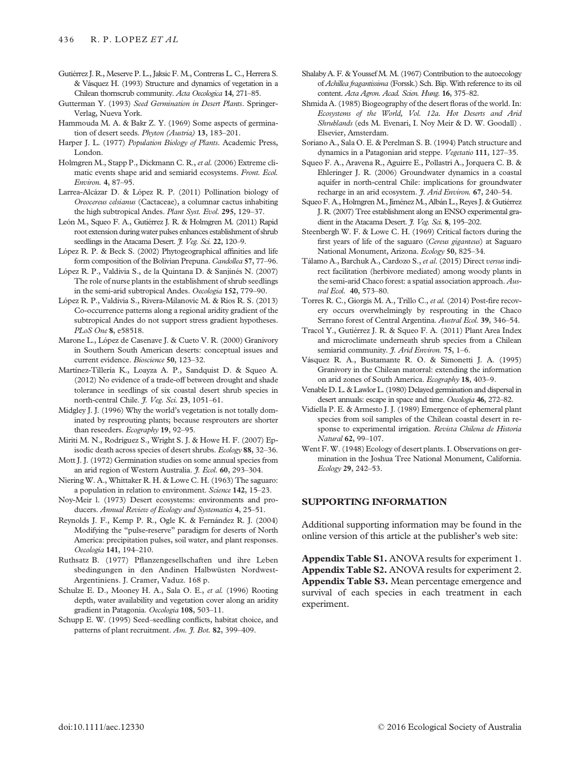Gutiérrez J. R., Meserve P. L., Jaksic F. M., Contreras L. C., Herrera S. & Vásquez H. (1993) Structure and dynamics of vegetation in a Chilean thornscrub community. *Acta Oecologica* **14**, 271–85.

Gutterman Y. (1993) *Seed Germination in Desert Plants*. Springer-Verlag, Nueva York.

Hammouda M. A. & Bakr Z. Y. (1969) Some aspects of germination of desert seeds. *Phyton (Austria)* **13**, 183–201.

Harper J. L. (1977) *Population Biology of Plants*. Academic Press, London.

Holmgren M., Stapp P., Dickmann C. R., *et al.* (2006) Extreme climatic events shape arid and semiarid ecosystems. *Front. Ecol. Environ.* **4**, 87–95.

Larrea-Alcázar D. & López R. P. (2011) Pollination biology of *Oreocereus celsianus* (Cactaceae), a columnar cactus inhabiting the high subtropical Andes. *Plant Syst. Evol.* **295**, 129–37.

León M., Squeo F. A., Gutiérrez J. R. & Holmgren M. (2011) Rapid root extension during water pulses enhances establishment of shrub seedlings in the Atacama Desert. *J. Veg. Sci.* **22**, 120–9.

López R. P. & Beck S. (2002) Phytogeographical affinities and life form composition of the Bolivian Prepuna. *Candollea* **57**, 77–96.

López R. P., Valdivia S., de la Quintana D. & Sanjinés N. (2007) The role of nurse plants in the establishment of shrub seedlings in the semi-arid subtropical Andes. *Oecologia* **152**, 779–90.

López R. P., Valdivia S., Rivera-Milanovic M. & Ríos R. S. (2013) Co-occurrence patterns along a regional aridity gradient of the subtropical Andes do not support stress gradient hypotheses. *PLoS One* **8**, e58518.

Marone L., López de Casenave J. & Cueto V. R. (2000) Granivory in Southern South American deserts: conceptual issues and current evidence. *Bioscience* **50**, 123–32.

Martínez-Tillería K., Loayza A. P., Sandquist D. & Squeo A. (2012) No evidence of a trade-off between drought and shade tolerance in seedlings of six coastal desert shrub species in north-central Chile. *J. Veg. Sci.* **23**, 1051–61.

Midgley J. J. (1996) Why the world's vegetation is not totally dominated by resprouting plants; because resprouters are shorter than reseeders. *Ecography* **19**, 92–95.

Miriti M. N., Rodríguez S., Wright S. J. & Howe H. F. (2007) Episodic death across species of desert shrubs. *Ecology* **88**, 32–36.

Mott J. J. (1972) Germination studies on some annual species from an arid region of Western Australia. *J. Ecol.* **60**, 293–304.

Niering W. A., Whittaker R. H. & Lowe C. H. (1963) The saguaro: a population in relation to environment. *Science* **142**, 15–23.

Noy-Meir I. (1973) Desert ecosystems: environments and producers. *Annual Review of Ecology and Systematics* **4**, 25–51.

Reynolds J. F., Kemp P. R., Ogle K. & Fernández R. J. (2004) Modifying the "pulse-reserve" paradigm for deserts of North America: precipitation pulses, soil water, and plant responses. *Oecologia* **141**, 194–210.

Ruthsatz B. (1977) Pflanzengesellschaften und ihre Leben sbedingungen in den Andinen Halbwüsten Nordwest-Argentiniens. J. Cramer, Vaduz. 168 p.

Schulze E. D., Mooney H. A., Sala O. E., *et al.* (1996) Rooting depth, water availability and vegetation cover along an aridity gradient in Patagonia. *Oecologia* **108**, 503–11.

Schupp E. W. (1995) Seed–seedling conflicts, habitat choice, and patterns of plant recruitment. *Am. J. Bot.* **82**, 399–409.

Shalaby A. F. & Youssef M. M. (1967) Contribution to the autoecology of *Achillea fragantissima* (Forssk.) Sch. Bip. With reference to its oil content. *Acta Agron. Acad. Scien. Hung.* **16**, 375–82.

Shmida A. (1985) Biogeography of the desert floras of the world. In: *Ecosystems of the World, Vol. 12a. Hot Deserts and Arid Shrublands* (eds M. Evenari, I. Noy Meir & D. W. Goodall) . Elsevier, Amsterdam.

Soriano A., Sala O. E. & Perelman S. B. (1994) Patch structure and dynamics in a Patagonian arid steppe. *Vegetatio* **111**, 127–35.

Squeo F. A., Aravena R., Aguirre E., Pollastri A., Jorquera C. B. & Ehleringer J. R. (2006) Groundwater dynamics in a coastal aquifer in north-central Chile: implications for groundwater recharge in an arid ecosystem. *J. Arid Environ.* **67**, 240–54.

Squeo F. A., Holmgren M., Jiménez M., Albán L., Reyes J. & Gutiérrez J. R. (2007) Tree establishment along an ENSO experimental gradient in the Atacama Desert. *J. Veg. Sci.* **8**, 195–202.

Steenbergh W. F. & Lowe C. H. (1969) Critical factors during the first years of life of the saguaro (*Cereus giganteus*) at Saguaro National Monument, Arizona. *Ecology* **50**, 825–34.

Tálamo A., Barchuk A., Cardozo S., *et al.* (2015) Direct *versus* indirect facilitation (herbivore mediated) among woody plants in the semi-arid Chaco forest: a spatial association approach. *Austral Ecol.* **40**, 573–80.

Torres R. C., Giorgis M. A., Trillo C., *et al.* (2014) Post-fire recovery occurs overwhelmingly by resprouting in the Chaco Serrano forest of Central Argentina. *Austral Ecol.* **39**, 346–54.

Tracol Y., Gutiérrez J. R. & Squeo F. A. (2011) Plant Area Index and microclimate underneath shrub species from a Chilean semiarid community. *J. Arid Environ.* **75**, 1–6.

Vásquez R. A., Bustamante R. O. & Simonetti J. A. (1995) Granivory in the Chilean matorral: extending the information on arid zones of South America. *Ecography* **18**, 403–9.

Venable D. L. & Lawlor L. (1980) Delayed germination and dispersal in desert annuals: escape in space and time. *Oecologia* **46**, 272–82.

Vidiella P. E. & Armesto J. J. (1989) Emergence of ephemeral plant species from soil samples of the Chilean coastal desert in response to experimental irrigation. *Revista Chilena de Historia Natural* **62**, 99–107.

Went F. W. (1948) Ecology of desert plants. I. Observations on germination in the Joshua Tree National Monument, California. *Ecology* **29**, 242–53.

## SUPPORTING INFORMATION

Additional supporting information may be found in the online version of this article at the publisher's web site:

**Appendix Table S1.** ANOVA results for experiment 1.
**Appendix Table S2.** ANOVA results for experiment 2.
**Appendix Table S3.** Mean percentage emergence and survival of each species in each treatment in each experiment.